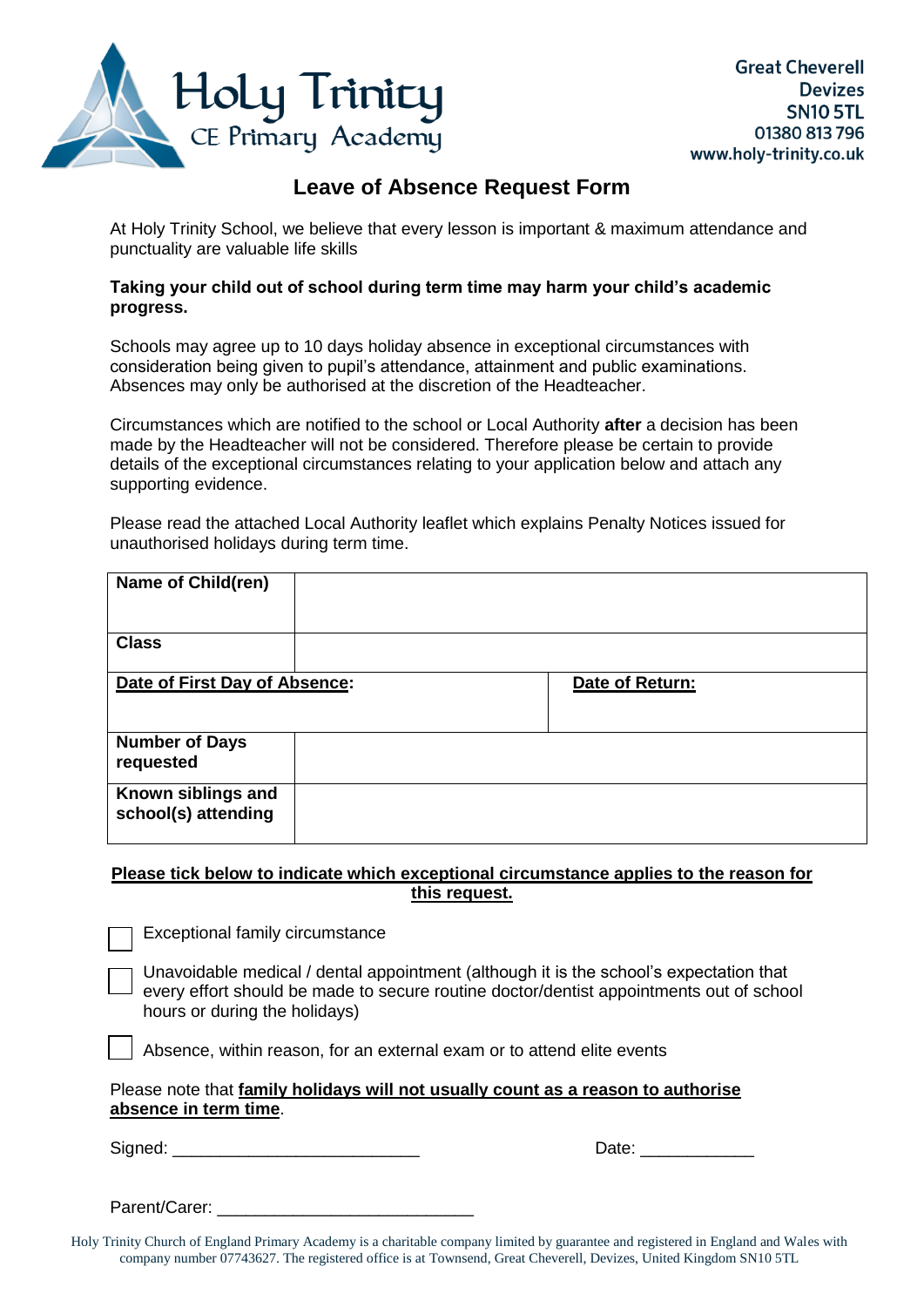Holy Trinity
CE Primary Academy

Great Cheverell
Devizes
SN10 5TL
01380 813 796
www.holy-trinity.co.uk

# Leave of Absence Request Form

At Holy Trinity School, we believe that every lesson is important & maximum attendance and punctuality are valuable life skills

**Taking your child out of school during term time may harm your child's academic progress.**

Schools may agree up to 10 days holiday absence in exceptional circumstances with consideration being given to pupil's attendance, attainment and public examinations. Absences may only be authorised at the discretion of the Headteacher.

Circumstances which are notified to the school or Local Authority **after** a decision has been made by the Headteacher will not be considered. Therefore please be certain to provide details of the exceptional circumstances relating to your application below and attach any supporting evidence.

Please read the attached Local Authority leaflet which explains Penalty Notices issued for unauthorised holidays during term time.

| **Name of Child(ren)** | | |
|---|---|---|
| **Class** | | |
| **Date of First Day of Absence:** | | **Date of Return:** |
| **Number of Days requested** | | |
| **Known siblings and school(s) attending** | | |

**Please tick below to indicate which exceptional circumstance applies to the reason for this request.**

- [ ] Exceptional family circumstance
- [ ] Unavoidable medical / dental appointment (although it is the school's expectation that every effort should be made to secure routine doctor/dentist appointments out of school hours or during the holidays)
- [ ] Absence, within reason, for an external exam or to attend elite events

Please note that **family holidays will not usually count as a reason to authorise absence in term time**.

Signed: ________________________ Date: ____________

Parent/Carer: __________________________

Holy Trinity Church of England Primary Academy is a charitable company limited by guarantee and registered in England and Wales with company number 07743627. The registered office is at Townsend, Great Cheverell, Devizes, United Kingdom SN10 5TL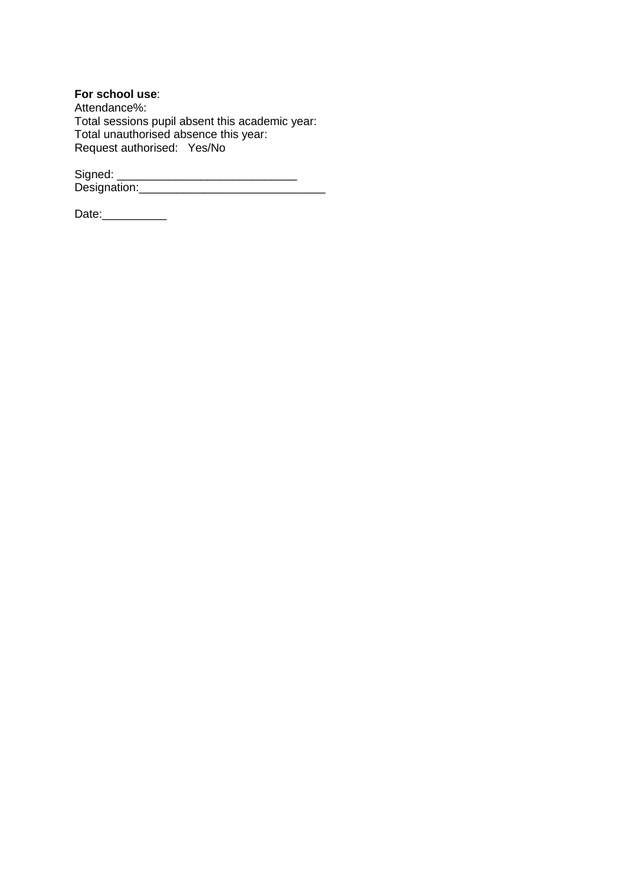**For school use**:
Attendance%:
Total sessions pupil absent this academic year:
Total unauthorised absence this year:
Request authorised: Yes/No

Signed: ___________________________
Designation:_____________________________

Date:__________